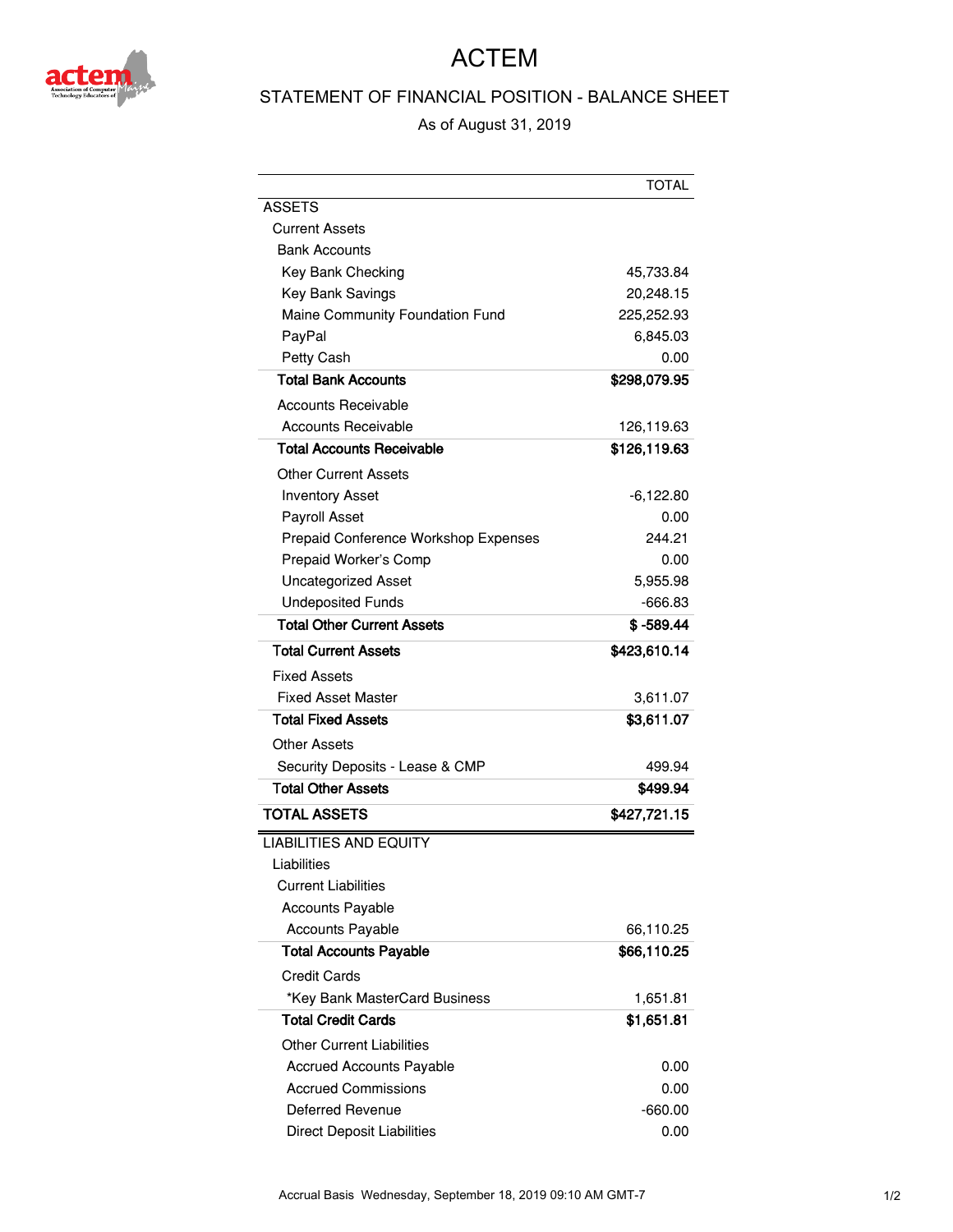# ACTEM

## STATEMENT OF FINANCIAL POSITION - BALANCE SHEET

As of August 31, 2019

| | TOTAL |
|---|---|
| ASSETS | |
| Current Assets | |
| Bank Accounts | |
| Key Bank Checking | 45,733.84 |
| Key Bank Savings | 20,248.15 |
| Maine Community Foundation Fund | 225,252.93 |
| PayPal | 6,845.03 |
| Petty Cash | 0.00 |
| **Total Bank Accounts** | **$298,079.95** |
| Accounts Receivable | |
| Accounts Receivable | 126,119.63 |
| **Total Accounts Receivable** | **$126,119.63** |
| Other Current Assets | |
| Inventory Asset | -6,122.80 |
| Payroll Asset | 0.00 |
| Prepaid Conference Workshop Expenses | 244.21 |
| Prepaid Worker's Comp | 0.00 |
| Uncategorized Asset | 5,955.98 |
| Undeposited Funds | -666.83 |
| **Total Other Current Assets** | **$ -589.44** |
| **Total Current Assets** | **$423,610.14** |
| Fixed Assets | |
| Fixed Asset Master | 3,611.07 |
| **Total Fixed Assets** | **$3,611.07** |
| Other Assets | |
| Security Deposits - Lease & CMP | 499.94 |
| **Total Other Assets** | **$499.94** |
| **TOTAL ASSETS** | **$427,721.15** |
| LIABILITIES AND EQUITY | |
| Liabilities | |
| Current Liabilities | |
| Accounts Payable | |
| Accounts Payable | 66,110.25 |
| **Total Accounts Payable** | **$66,110.25** |
| Credit Cards | |
| *Key Bank MasterCard Business | 1,651.81 |
| **Total Credit Cards** | **$1,651.81** |
| Other Current Liabilities | |
| Accrued Accounts Payable | 0.00 |
| Accrued Commissions | 0.00 |
| Deferred Revenue | -660.00 |
| Direct Deposit Liabilities | 0.00 |

Accrual Basis Wednesday, September 18, 2019 09:10 AM GMT-7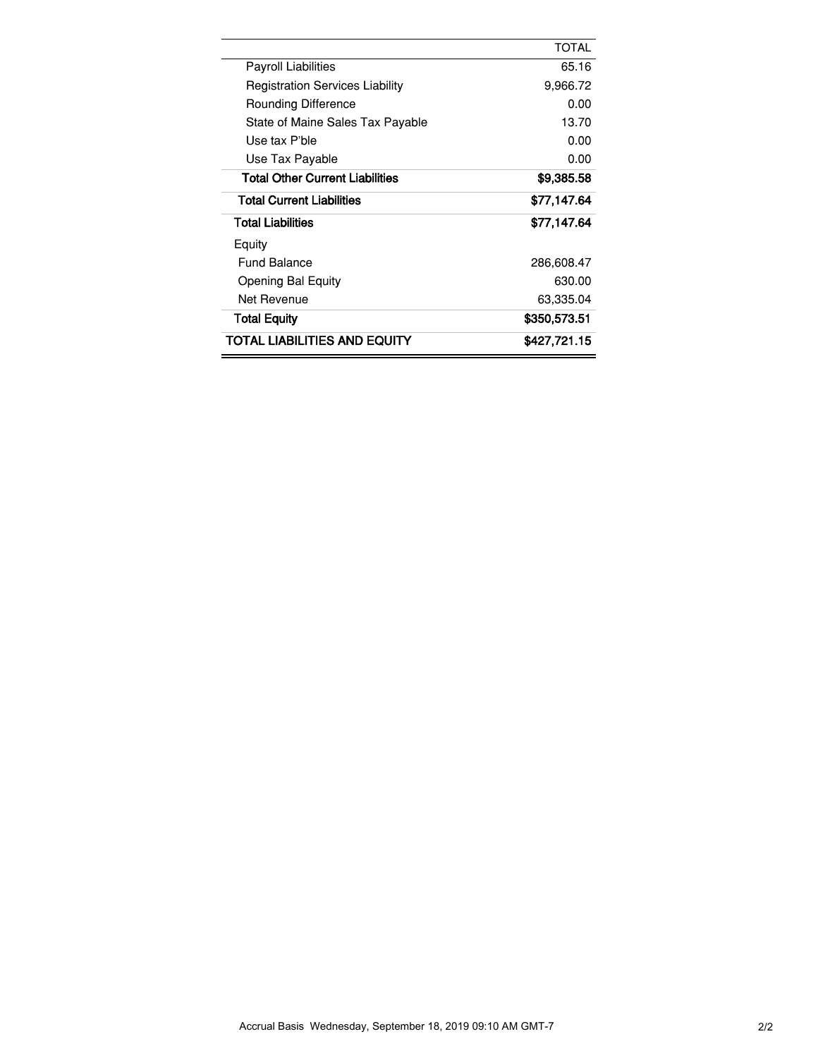| | TOTAL |
|---|---|
| Payroll Liabilities | 65.16 |
| Registration Services Liability | 9,966.72 |
| Rounding Difference | 0.00 |
| State of Maine Sales Tax Payable | 13.70 |
| Use tax P'ble | 0.00 |
| Use Tax Payable | 0.00 |
| **Total Other Current Liabilities** | **$9,385.58** |
| **Total Current Liabilities** | **$77,147.64** |
| **Total Liabilities** | **$77,147.64** |
| Equity | |
| Fund Balance | 286,608.47 |
| Opening Bal Equity | 630.00 |
| Net Revenue | 63,335.04 |
| **Total Equity** | **$350,573.51** |
| **TOTAL LIABILITIES AND EQUITY** | **$427,721.15** |

Accrual Basis Wednesday, September 18, 2019 09:10 AM GMT-7